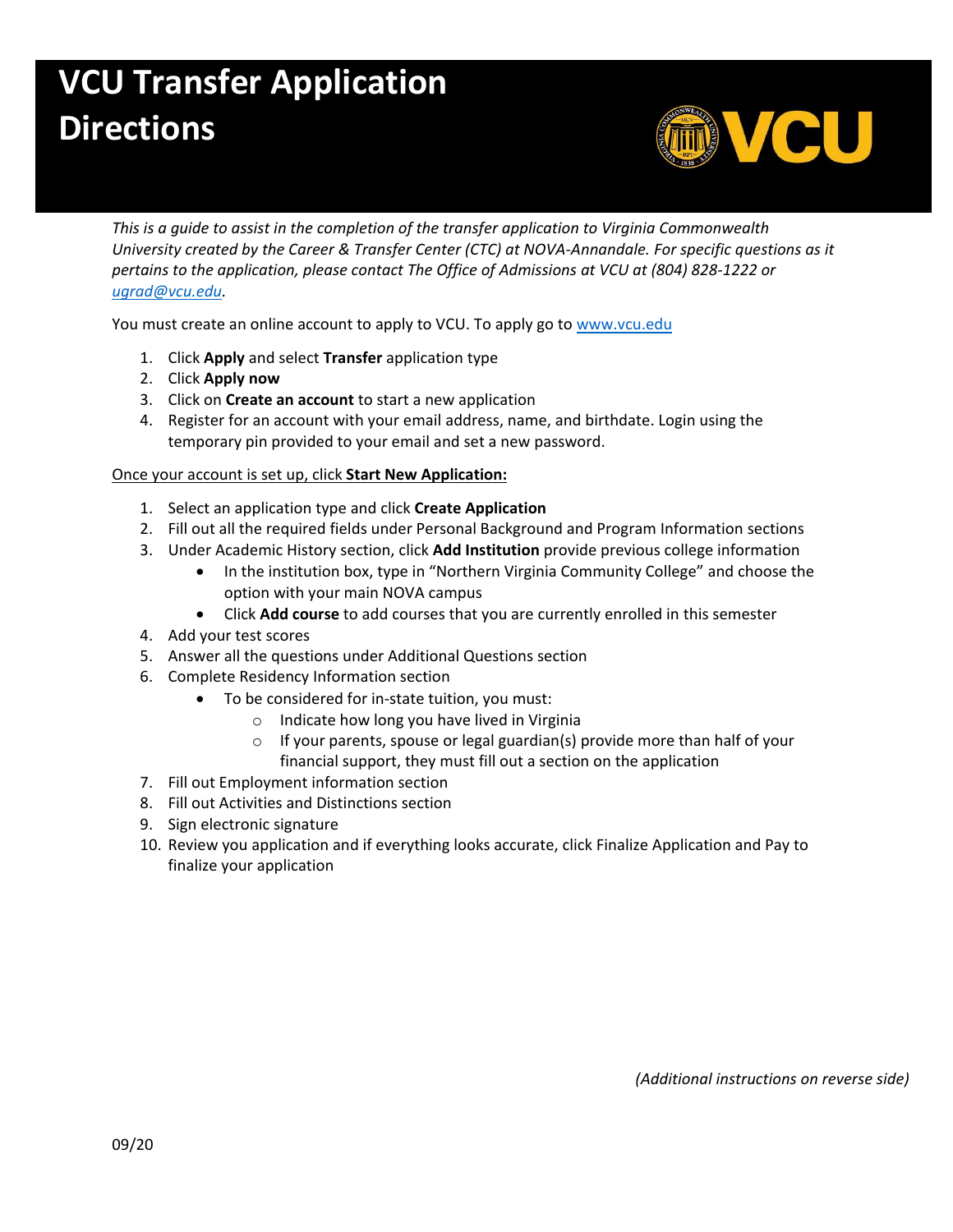# VCU Transfer Application Directions

*This is a guide to assist in the completion of the transfer application to Virginia Commonwealth University created by the Career & Transfer Center (CTC) at NOVA-Annandale. For specific questions as it pertains to the application, please contact The Office of Admissions at VCU at (804) 828-1222 or [ugrad@vcu.edu](mailto:ugrad@vcu.edu).*

You must create an online account to apply to VCU. To apply go to [www.vcu.edu](http://www.vcu.edu)

1. Click **Apply** and select **Transfer** application type
2. Click **Apply now**
3. Click on **Create an account** to start a new application
4. Register for an account with your email address, name, and birthdate. Login using the temporary pin provided to your email and set a new password.

<u>Once your account is set up, click **Start New Application:**</u>

1. Select an application type and click **Create Application**
2. Fill out all the required fields under Personal Background and Program Information sections
3. Under Academic History section, click **Add Institution** provide previous college information
   - In the institution box, type in "Northern Virginia Community College" and choose the option with your main NOVA campus
   - Click **Add course** to add courses that you are currently enrolled in this semester
4. Add your test scores
5. Answer all the questions under Additional Questions section
6. Complete Residency Information section
   - To be considered for in-state tuition, you must:
     - Indicate how long you have lived in Virginia
     - If your parents, spouse or legal guardian(s) provide more than half of your financial support, they must fill out a section on the application
7. Fill out Employment information section
8. Fill out Activities and Distinctions section
9. Sign electronic signature
10. Review you application and if everything looks accurate, click Finalize Application and Pay to finalize your application

*(Additional instructions on reverse side)*

09/20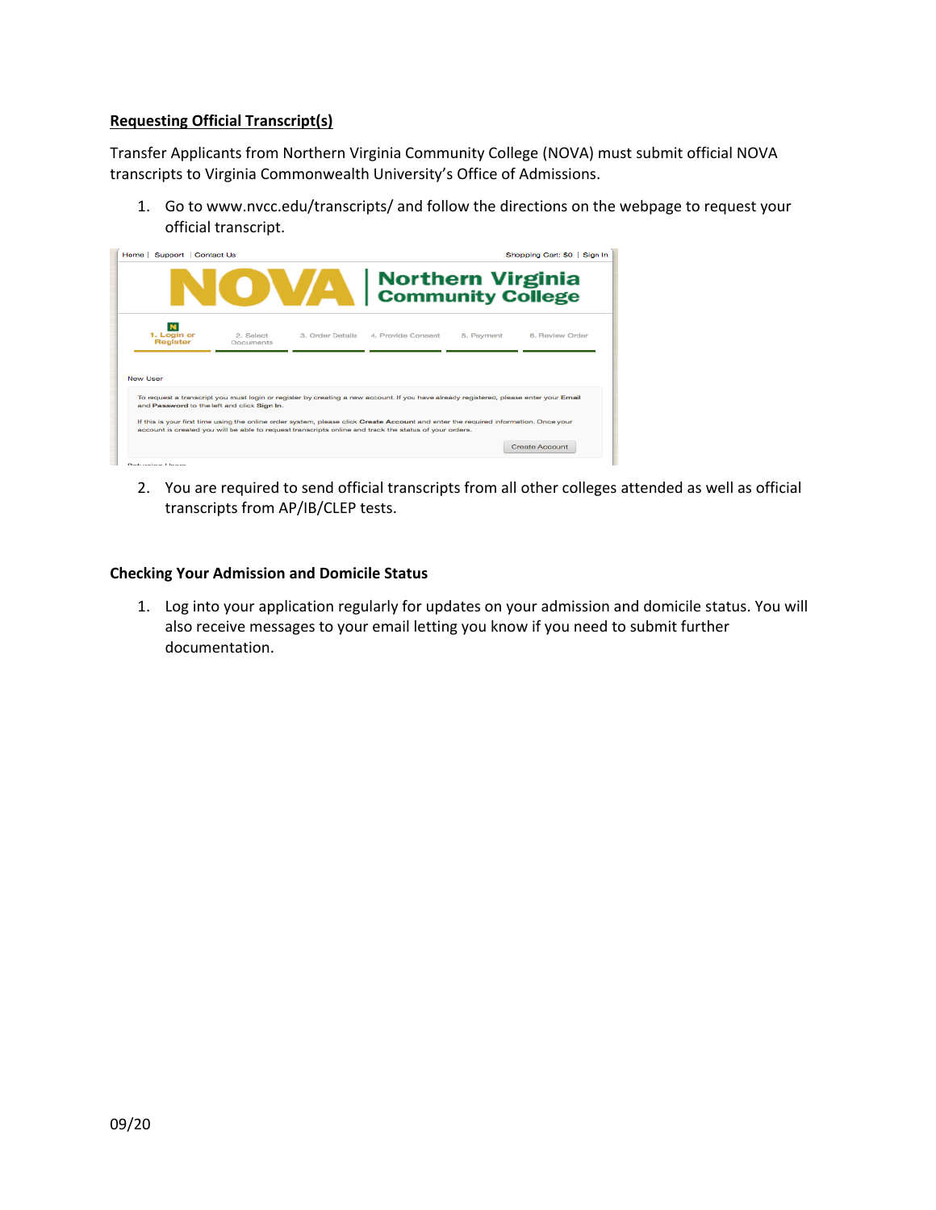**Requesting Official Transcript(s)**

Transfer Applicants from Northern Virginia Community College (NOVA) must submit official NOVA transcripts to Virginia Commonwealth University's Office of Admissions.

1. Go to www.nvcc.edu/transcripts/ and follow the directions on the webpage to request your official transcript.

2. You are required to send official transcripts from all other colleges attended as well as official transcripts from AP/IB/CLEP tests.

**Checking Your Admission and Domicile Status**

1. Log into your application regularly for updates on your admission and domicile status. You will also receive messages to your email letting you know if you need to submit further documentation.

09/20